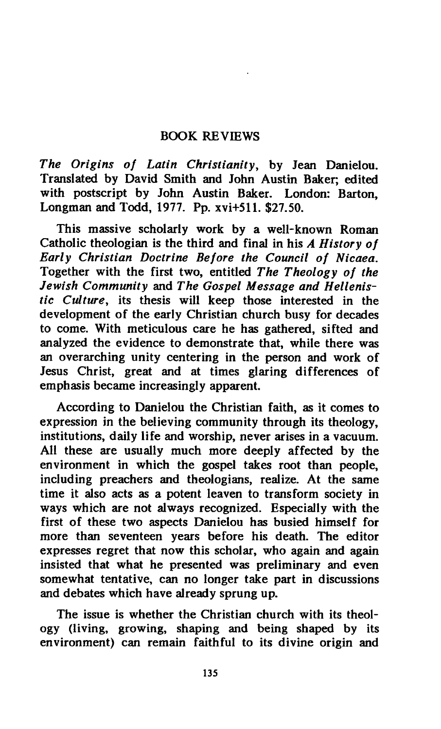## BOOK REVIEWS

*The Origins of Latin Christianity*, by Jean Danielou. Translated by David Smith and John Austin Baker; edited with postscript by John Austin Baker. London: Barton, Longman and Todd, 1977. Pp. xvi+511. $27.50.

This massive scholarly work by a well-known Roman Catholic theologian is the third and final in his *A History of Early Christian Doctrine Before the Council of Nicaea.* Together with the first two, entitled *The Theology of the Jewish Community* and *The Gospel Message and Hellenistic Culture*, its thesis will keep those interested in the development of the early Christian church busy for decades to come. With meticulous care he has gathered, sifted and analyzed the evidence to demonstrate that, while there was an overarching unity centering in the person and work of Jesus Christ, great and at times glaring differences of emphasis became increasingly apparent.

According to Danielou the Christian faith, as it comes to expression in the believing community through its theology, institutions, daily life and worship, never arises in a vacuum. All these are usually much more deeply affected by the environment in which the gospel takes root than people, including preachers and theologians, realize. At the same time it also acts as a potent leaven to transform society in ways which are not always recognized. Especially with the first of these two aspects Danielou has busied himself for more than seventeen years before his death. The editor expresses regret that now this scholar, who again and again insisted that what he presented was preliminary and even somewhat tentative, can no longer take part in discussions and debates which have already sprung up.

The issue is whether the Christian church with its theology (living, growing, shaping and being shaped by its environment) can remain faithful to its divine origin and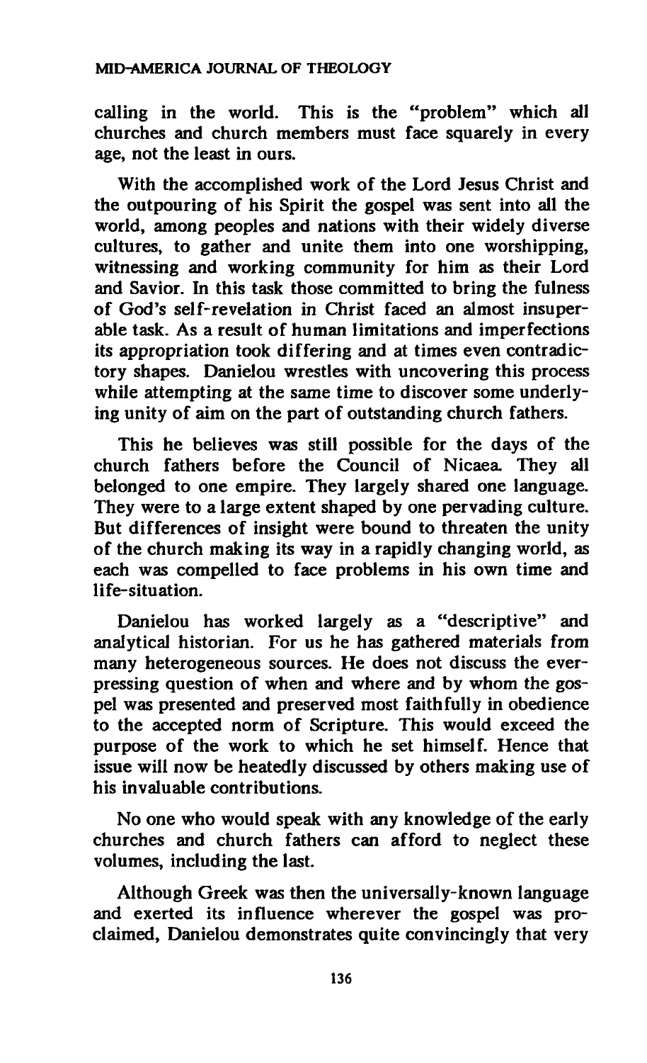calling in the world. This is the "problem" which all churches and church members must face squarely in every age, not the least in ours.

With the accomplished work of the Lord Jesus Christ and the outpouring of his Spirit the gospel was sent into all the world, among peoples and nations with their widely diverse cultures, to gather and unite them into one worshipping, witnessing and working community for him as their Lord and Savior. In this task those committed to bring the fulness of God's self-revelation in Christ faced an almost insuperable task. As a result of human limitations and imperfections its appropriation took differing and at times even contradictory shapes. Danielou wrestles with uncovering this process while attempting at the same time to discover some underlying unity of aim on the part of outstanding church fathers.

This he believes was still possible for the days of the church fathers before the Council of Nicaea. They all belonged to one empire. They largely shared one language. They were to a large extent shaped by one pervading culture. But differences of insight were bound to threaten the unity of the church making its way in a rapidly changing world, as each was compelled to face problems in his own time and life-situation.

Danielou has worked largely as a "descriptive" and analytical historian. For us he has gathered materials from many heterogeneous sources. He does not discuss the ever-pressing question of when and where and by whom the gospel was presented and preserved most faithfully in obedience to the accepted norm of Scripture. This would exceed the purpose of the work to which he set himself. Hence that issue will now be heatedly discussed by others making use of his invaluable contributions.

No one who would speak with any knowledge of the early churches and church fathers can afford to neglect these volumes, including the last.

Although Greek was then the universally-known language and exerted its influence wherever the gospel was proclaimed, Danielou demonstrates quite convincingly that very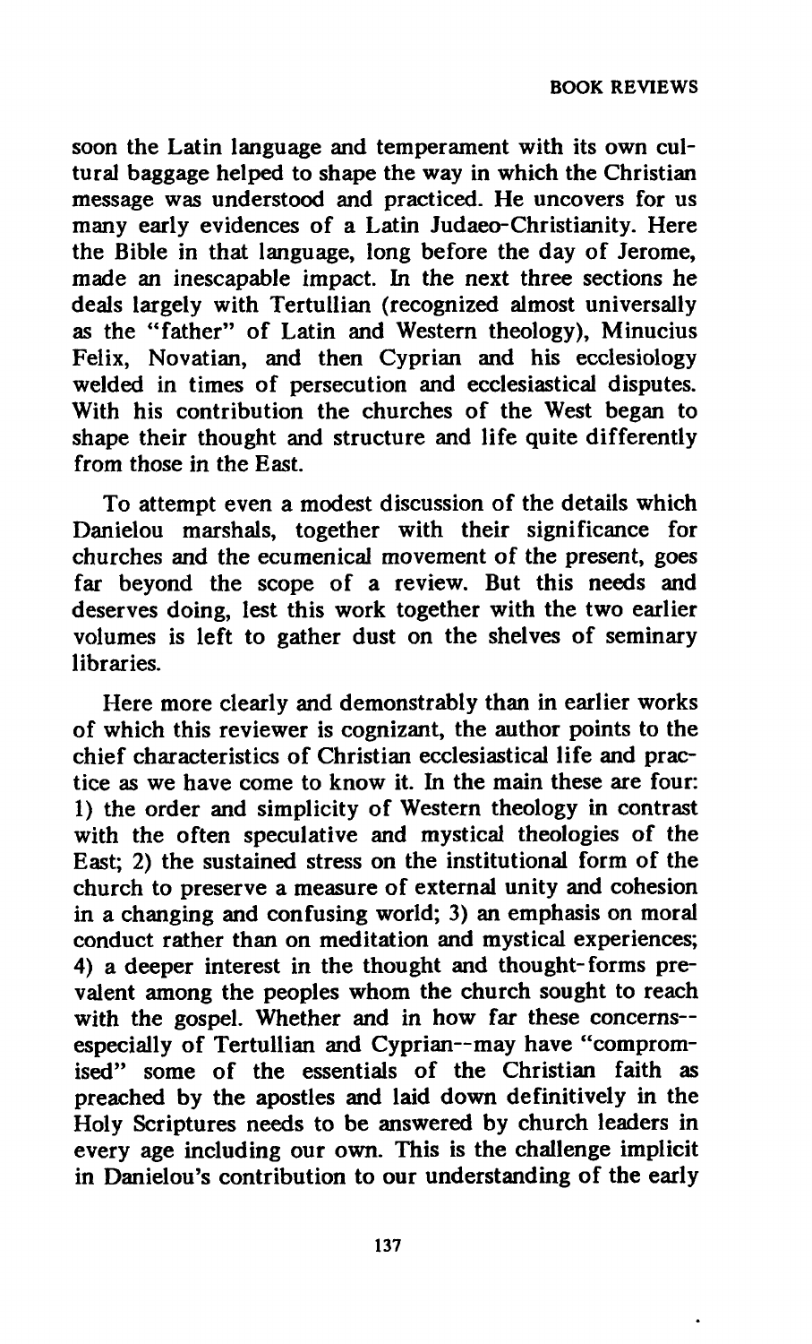soon the Latin language and temperament with its own cultural baggage helped to shape the way in which the Christian message was understood and practiced. He uncovers for us many early evidences of a Latin Judaeo-Christianity. Here the Bible in that language, long before the day of Jerome, made an inescapable impact. In the next three sections he deals largely with Tertullian (recognized almost universally as the "father" of Latin and Western theology), Minucius Felix, Novatian, and then Cyprian and his ecclesiology welded in times of persecution and ecclesiastical disputes. With his contribution the churches of the West began to shape their thought and structure and life quite differently from those in the East.

To attempt even a modest discussion of the details which Danielou marshals, together with their significance for churches and the ecumenical movement of the present, goes far beyond the scope of a review. But this needs and deserves doing, lest this work together with the two earlier volumes is left to gather dust on the shelves of seminary libraries.

Here more clearly and demonstrably than in earlier works of which this reviewer is cognizant, the author points to the chief characteristics of Christian ecclesiastical life and practice as we have come to know it. In the main these are four: 1) the order and simplicity of Western theology in contrast with the often speculative and mystical theologies of the East; 2) the sustained stress on the institutional form of the church to preserve a measure of external unity and cohesion in a changing and confusing world; 3) an emphasis on moral conduct rather than on meditation and mystical experiences; 4) a deeper interest in the thought and thought-forms prevalent among the peoples whom the church sought to reach with the gospel. Whether and in how far these concerns--especially of Tertullian and Cyprian--may have "compromised" some of the essentials of the Christian faith as preached by the apostles and laid down definitively in the Holy Scriptures needs to be answered by church leaders in every age including our own. This is the challenge implicit in Danielou's contribution to our understanding of the early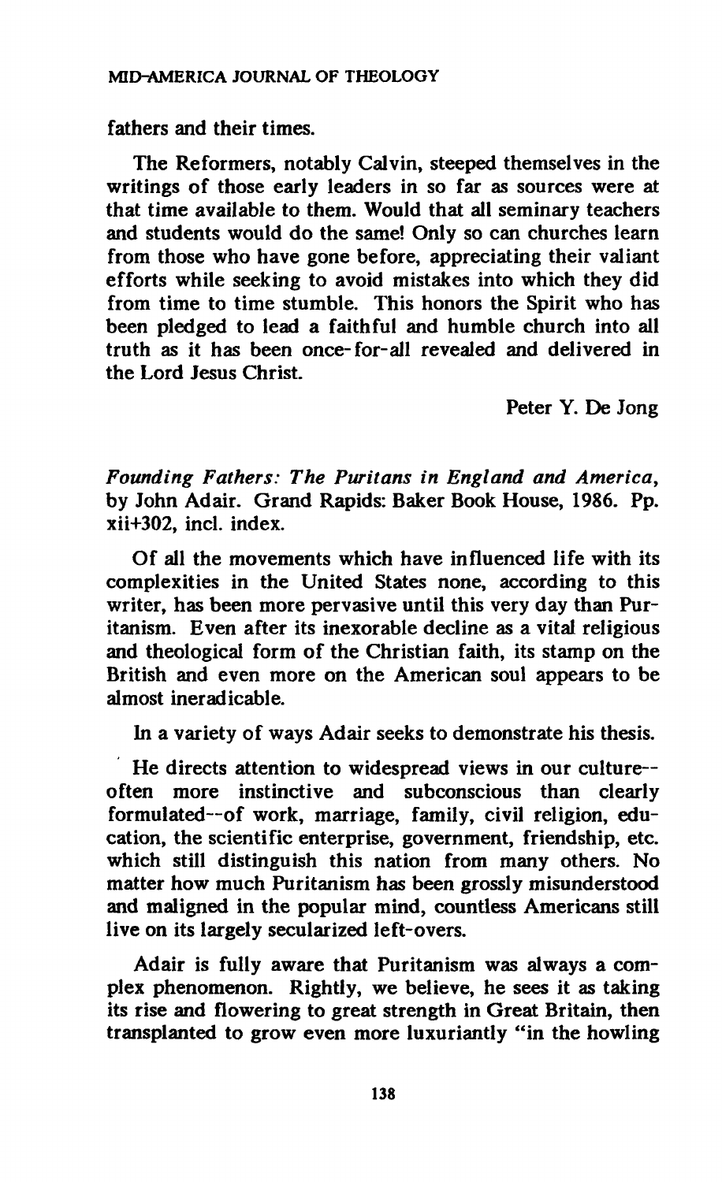fathers and their times.

The Reformers, notably Calvin, steeped themselves in the writings of those early leaders in so far as sources were at that time available to them. Would that all seminary teachers and students would do the same! Only so can churches learn from those who have gone before, appreciating their valiant efforts while seeking to avoid mistakes into which they did from time to time stumble. This honors the Spirit who has been pledged to lead a faithful and humble church into all truth as it has been once-for-all revealed and delivered in the Lord Jesus Christ.

Peter Y. De Jong

*Founding Fathers: The Puritans in England and America*, by John Adair. Grand Rapids: Baker Book House, 1986. Pp. xii+302, incl. index.

Of all the movements which have influenced life with its complexities in the United States none, according to this writer, has been more pervasive until this very day than Puritanism. Even after its inexorable decline as a vital religious and theological form of the Christian faith, its stamp on the British and even more on the American soul appears to be almost ineradicable.

In a variety of ways Adair seeks to demonstrate his thesis.

He directs attention to widespread views in our culture--often more instinctive and subconscious than clearly formulated--of work, marriage, family, civil religion, education, the scientific enterprise, government, friendship, etc. which still distinguish this nation from many others. No matter how much Puritanism has been grossly misunderstood and maligned in the popular mind, countless Americans still live on its largely secularized left-overs.

Adair is fully aware that Puritanism was always a complex phenomenon. Rightly, we believe, he sees it as taking its rise and flowering to great strength in Great Britain, then transplanted to grow even more luxuriantly "in the howling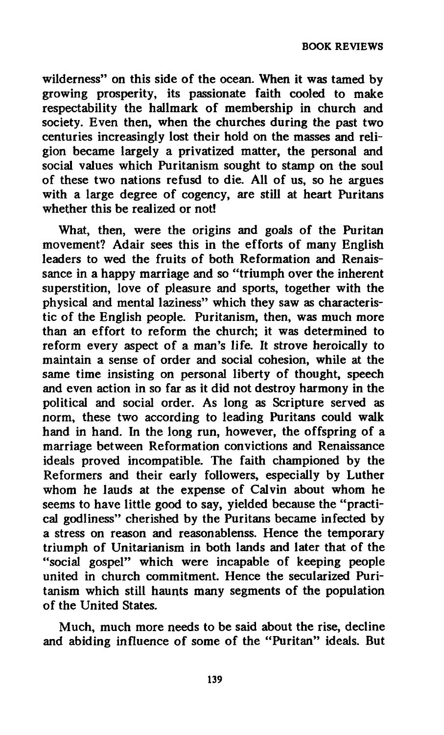wilderness" on this side of the ocean. When it was tamed by growing prosperity, its passionate faith cooled to make respectability the hallmark of membership in church and society. Even then, when the churches during the past two centuries increasingly lost their hold on the masses and religion became largely a privatized matter, the personal and social values which Puritanism sought to stamp on the soul of these two nations refusd to die. All of us, so he argues with a large degree of cogency, are still at heart Puritans whether this be realized or not!

What, then, were the origins and goals of the Puritan movement? Adair sees this in the efforts of many English leaders to wed the fruits of both Reformation and Renaissance in a happy marriage and so "triumph over the inherent superstition, love of pleasure and sports, together with the physical and mental laziness" which they saw as characteristic of the English people. Puritanism, then, was much more than an effort to reform the church; it was determined to reform every aspect of a man's life. It strove heroically to maintain a sense of order and social cohesion, while at the same time insisting on personal liberty of thought, speech and even action in so far as it did not destroy harmony in the political and social order. As long as Scripture served as norm, these two according to leading Puritans could walk hand in hand. In the long run, however, the offspring of a marriage between Reformation convictions and Renaissance ideals proved incompatible. The faith championed by the Reformers and their early followers, especially by Luther whom he lauds at the expense of Calvin about whom he seems to have little good to say, yielded because the "practical godliness" cherished by the Puritans became infected by a stress on reason and reasonablenss. Hence the temporary triumph of Unitarianism in both lands and later that of the "social gospel" which were incapable of keeping people united in church commitment. Hence the secularized Puritanism which still haunts many segments of the population of the United States.

Much, much more needs to be said about the rise, decline and abiding influence of some of the "Puritan" ideals. But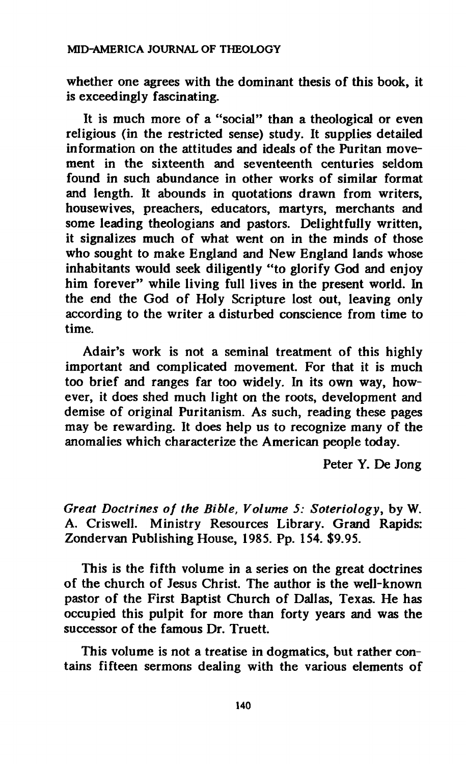whether one agrees with the dominant thesis of this book, it is exceedingly fascinating.

It is much more of a "social" than a theological or even religious (in the restricted sense) study. It supplies detailed information on the attitudes and ideals of the Puritan movement in the sixteenth and seventeenth centuries seldom found in such abundance in other works of similar format and length. It abounds in quotations drawn from writers, housewives, preachers, educators, martyrs, merchants and some leading theologians and pastors. Delightfully written, it signalizes much of what went on in the minds of those who sought to make England and New England lands whose inhabitants would seek diligently "to glorify God and enjoy him forever" while living full lives in the present world. In the end the God of Holy Scripture lost out, leaving only according to the writer a disturbed conscience from time to time.

Adair's work is not a seminal treatment of this highly important and complicated movement. For that it is much too brief and ranges far too widely. In its own way, however, it does shed much light on the roots, development and demise of original Puritanism. As such, reading these pages may be rewarding. It does help us to recognize many of the anomalies which characterize the American people today.

Peter Y. De Jong

*Great Doctrines of the Bible, Volume 5: Soteriology*, by W. A. Criswell. Ministry Resources Library. Grand Rapids: Zondervan Publishing House, 1985. Pp. 154. $9.95.

This is the fifth volume in a series on the great doctrines of the church of Jesus Christ. The author is the well-known pastor of the First Baptist Church of Dallas, Texas. He has occupied this pulpit for more than forty years and was the successor of the famous Dr. Truett.

This volume is not a treatise in dogmatics, but rather contains fifteen sermons dealing with the various elements of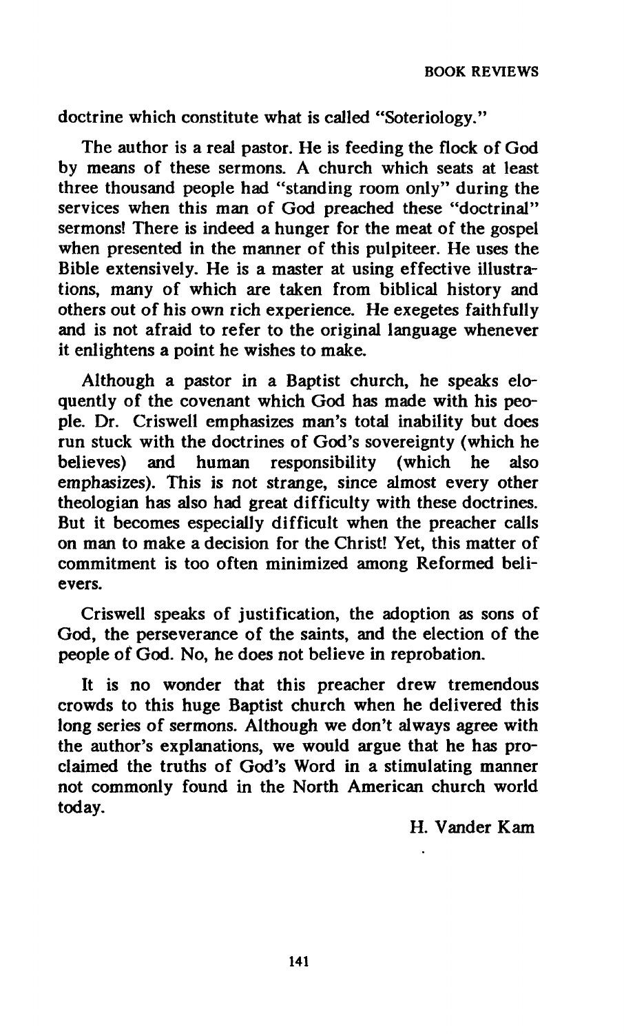doctrine which constitute what is called "Soteriology."

The author is a real pastor. He is feeding the flock of God by means of these sermons. A church which seats at least three thousand people had "standing room only" during the services when this man of God preached these "doctrinal" sermons! There is indeed a hunger for the meat of the gospel when presented in the manner of this pulpiteer. He uses the Bible extensively. He is a master at using effective illustrations, many of which are taken from biblical history and others out of his own rich experience. He exegetes faithfully and is not afraid to refer to the original language whenever it enlightens a point he wishes to make.

Although a pastor in a Baptist church, he speaks eloquently of the covenant which God has made with his people. Dr. Criswell emphasizes man's total inability but does run stuck with the doctrines of God's sovereignty (which he believes) and human responsibility (which he also emphasizes). This is not strange, since almost every other theologian has also had great difficulty with these doctrines. But it becomes especially difficult when the preacher calls on man to make a decision for the Christ! Yet, this matter of commitment is too often minimized among Reformed believers.

Criswell speaks of justification, the adoption as sons of God, the perseverance of the saints, and the election of the people of God. No, he does not believe in reprobation.

It is no wonder that this preacher drew tremendous crowds to this huge Baptist church when he delivered this long series of sermons. Although we don't always agree with the author's explanations, we would argue that he has proclaimed the truths of God's Word in a stimulating manner not commonly found in the North American church world today.

H. Vander Kam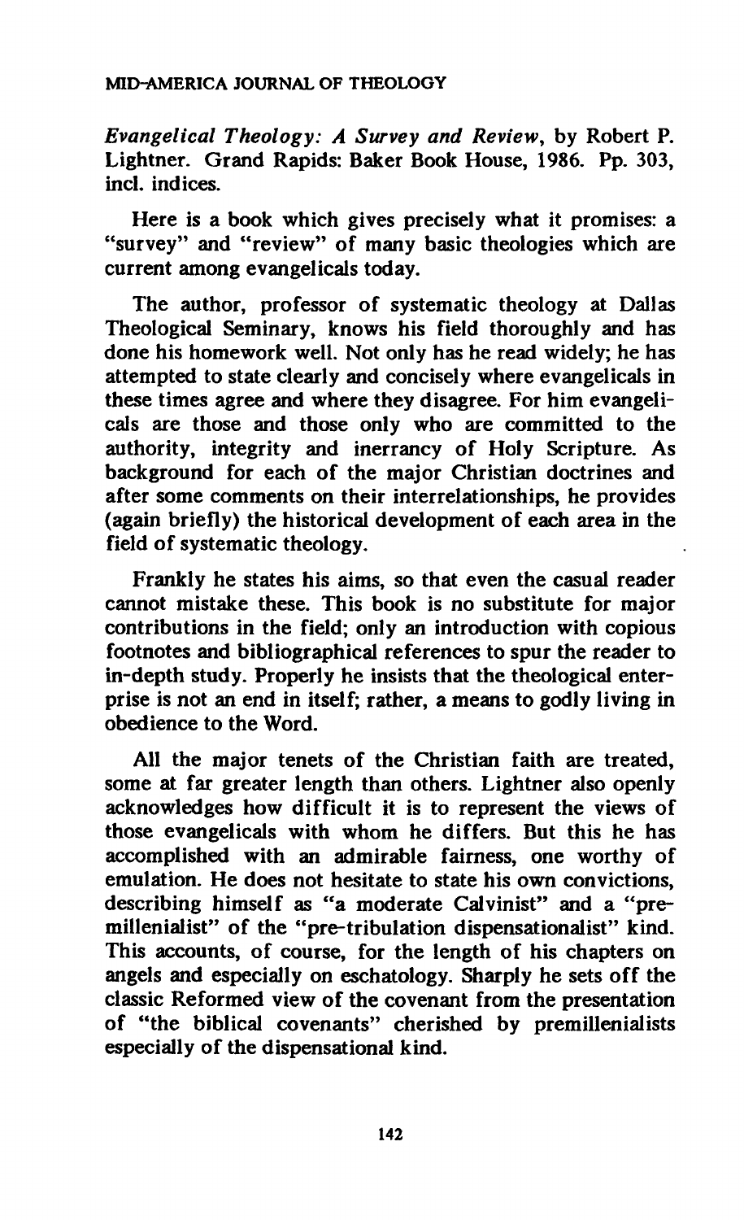*Evangelical Theology: A Survey and Review*, by Robert P. Lightner. Grand Rapids: Baker Book House, 1986. Pp. 303, incl. indices.

Here is a book which gives precisely what it promises: a "survey" and "review" of many basic theologies which are current among evangelicals today.

The author, professor of systematic theology at Dallas Theological Seminary, knows his field thoroughly and has done his homework well. Not only has he read widely; he has attempted to state clearly and concisely where evangelicals in these times agree and where they disagree. For him evangelicals are those and those only who are committed to the authority, integrity and inerrancy of Holy Scripture. As background for each of the major Christian doctrines and after some comments on their interrelationships, he provides (again briefly) the historical development of each area in the field of systematic theology.

Frankly he states his aims, so that even the casual reader cannot mistake these. This book is no substitute for major contributions in the field; only an introduction with copious footnotes and bibliographical references to spur the reader to in-depth study. Properly he insists that the theological enterprise is not an end in itself; rather, a means to godly living in obedience to the Word.

All the major tenets of the Christian faith are treated, some at far greater length than others. Lightner also openly acknowledges how difficult it is to represent the views of those evangelicals with whom he differs. But this he has accomplished with an admirable fairness, one worthy of emulation. He does not hesitate to state his own convictions, describing himself as "a moderate Calvinist" and a "premillenialist" of the "pre-tribulation dispensationalist" kind. This accounts, of course, for the length of his chapters on angels and especially on eschatology. Sharply he sets off the classic Reformed view of the covenant from the presentation of "the biblical covenants" cherished by premillenialists especially of the dispensational kind.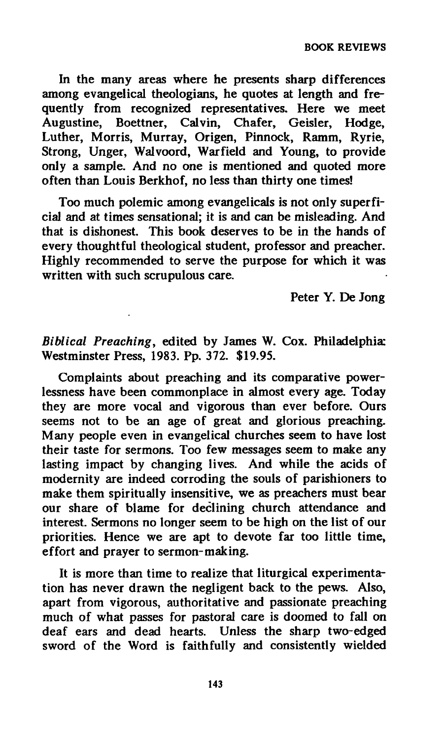In the many areas where he presents sharp differences among evangelical theologians, he quotes at length and frequently from recognized representatives. Here we meet Augustine, Boettner, Calvin, Chafer, Geisler, Hodge, Luther, Morris, Murray, Origen, Pinnock, Ramm, Ryrie, Strong, Unger, Walvoord, Warfield and Young, to provide only a sample. And no one is mentioned and quoted more often than Louis Berkhof, no less than thirty one times!

Too much polemic among evangelicals is not only superficial and at times sensational; it is and can be misleading. And that is dishonest. This book deserves to be in the hands of every thoughtful theological student, professor and preacher. Highly recommended to serve the purpose for which it was written with such scrupulous care.

Peter Y. De Jong

*Biblical Preaching*, edited by James W. Cox. Philadelphia: Westminster Press, 1983. Pp. 372. $19.95.

Complaints about preaching and its comparative powerlessness have been commonplace in almost every age. Today they are more vocal and vigorous than ever before. Ours seems not to be an age of great and glorious preaching. Many people even in evangelical churches seem to have lost their taste for sermons. Too few messages seem to make any lasting impact by changing lives. And while the acids of modernity are indeed corroding the souls of parishioners to make them spiritually insensitive, we as preachers must bear our share of blame for declining church attendance and interest. Sermons no longer seem to be high on the list of our priorities. Hence we are apt to devote far too little time, effort and prayer to sermon-making.

It is more than time to realize that liturgical experimentation has never drawn the negligent back to the pews. Also, apart from vigorous, authoritative and passionate preaching much of what passes for pastoral care is doomed to fall on deaf ears and dead hearts. Unless the sharp two-edged sword of the Word is faithfully and consistently wielded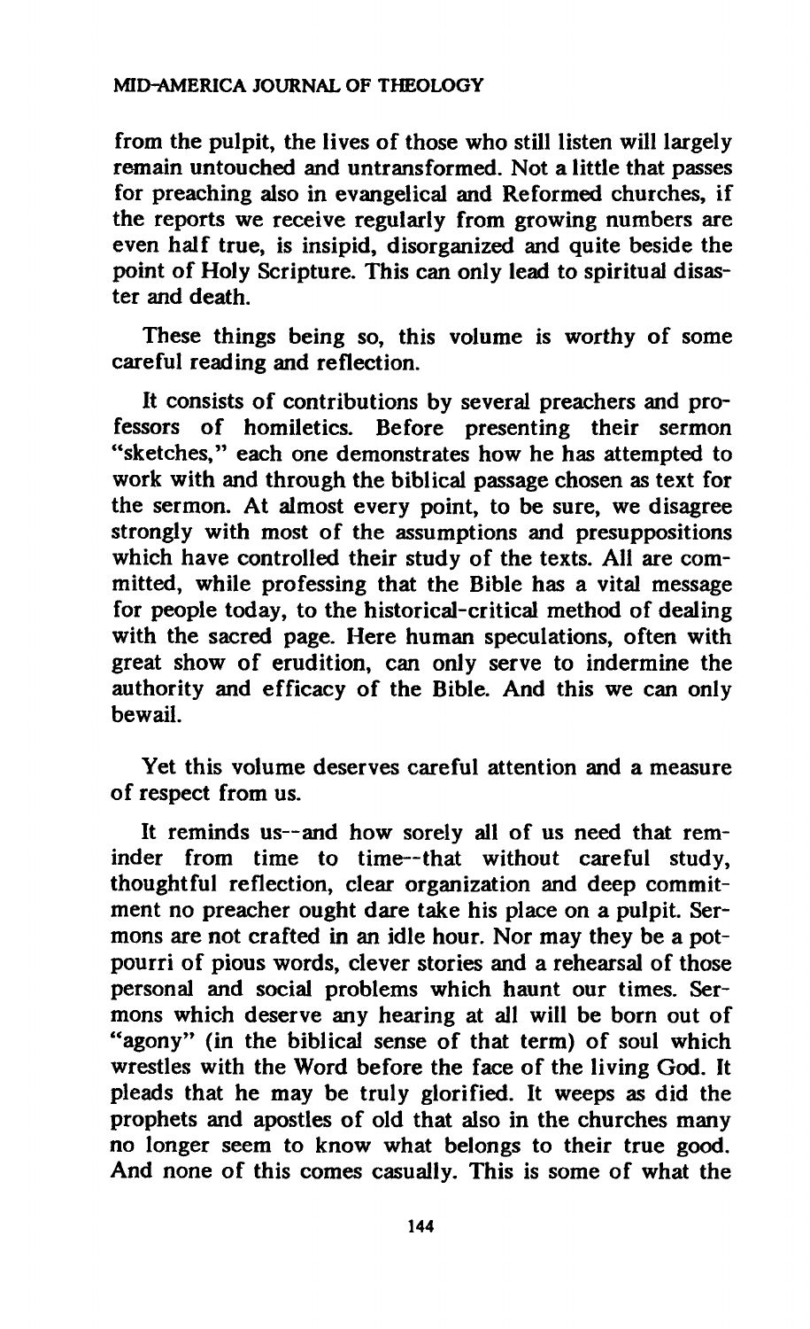from the pulpit, the lives of those who still listen will largely remain untouched and untransformed. Not a little that passes for preaching also in evangelical and Reformed churches, if the reports we receive regularly from growing numbers are even half true, is insipid, disorganized and quite beside the point of Holy Scripture. This can only lead to spiritual disaster and death.

These things being so, this volume is worthy of some careful reading and reflection.

It consists of contributions by several preachers and professors of homiletics. Before presenting their sermon "sketches," each one demonstrates how he has attempted to work with and through the biblical passage chosen as text for the sermon. At almost every point, to be sure, we disagree strongly with most of the assumptions and presuppositions which have controlled their study of the texts. All are committed, while professing that the Bible has a vital message for people today, to the historical-critical method of dealing with the sacred page. Here human speculations, often with great show of erudition, can only serve to indermine the authority and efficacy of the Bible. And this we can only bewail.

Yet this volume deserves careful attention and a measure of respect from us.

It reminds us--and how sorely all of us need that reminder from time to time--that without careful study, thoughtful reflection, clear organization and deep commitment no preacher ought dare take his place on a pulpit. Sermons are not crafted in an idle hour. Nor may they be a potpourri of pious words, clever stories and a rehearsal of those personal and social problems which haunt our times. Sermons which deserve any hearing at all will be born out of "agony" (in the biblical sense of that term) of soul which wrestles with the Word before the face of the living God. It pleads that he may be truly glorified. It weeps as did the prophets and apostles of old that also in the churches many no longer seem to know what belongs to their true good. And none of this comes casually. This is some of what the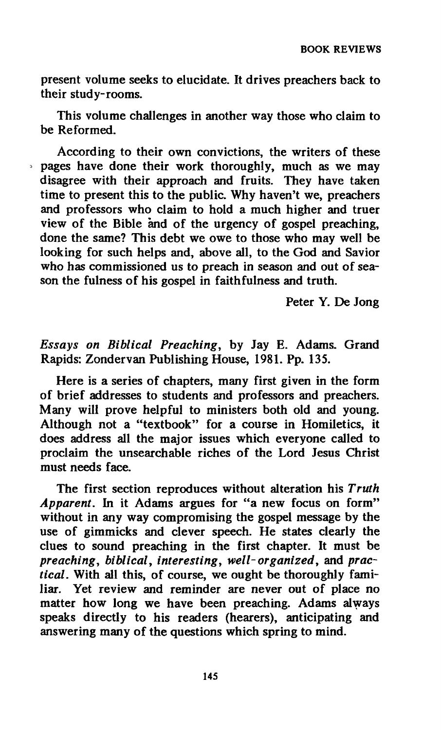present volume seeks to elucidate. It drives preachers back to their study-rooms.

This volume challenges in another way those who claim to be Reformed.

According to their own convictions, the writers of these pages have done their work thoroughly, much as we may disagree with their approach and fruits. They have taken time to present this to the public. Why haven't we, preachers and professors who claim to hold a much higher and truer view of the Bible and of the urgency of gospel preaching, done the same? This debt we owe to those who may well be looking for such helps and, above all, to the God and Savior who has commissioned us to preach in season and out of season the fulness of his gospel in faithfulness and truth.

Peter Y. De Jong

*Essays on Biblical Preaching*, by Jay E. Adams. Grand Rapids: Zondervan Publishing House, 1981. Pp. 135.

Here is a series of chapters, many first given in the form of brief addresses to students and professors and preachers. Many will prove helpful to ministers both old and young. Although not a "textbook" for a course in Homiletics, it does address all the major issues which everyone called to proclaim the unsearchable riches of the Lord Jesus Christ must needs face.

The first section reproduces without alteration his *Truth Apparent*. In it Adams argues for "a new focus on form" without in any way compromising the gospel message by the use of gimmicks and clever speech. He states clearly the clues to sound preaching in the first chapter. It must be *preaching*, *biblical*, *interesting*, *well-organized*, and *practical*. With all this, of course, we ought be thoroughly familiar. Yet review and reminder are never out of place no matter how long we have been preaching. Adams always speaks directly to his readers (hearers), anticipating and answering many of the questions which spring to mind.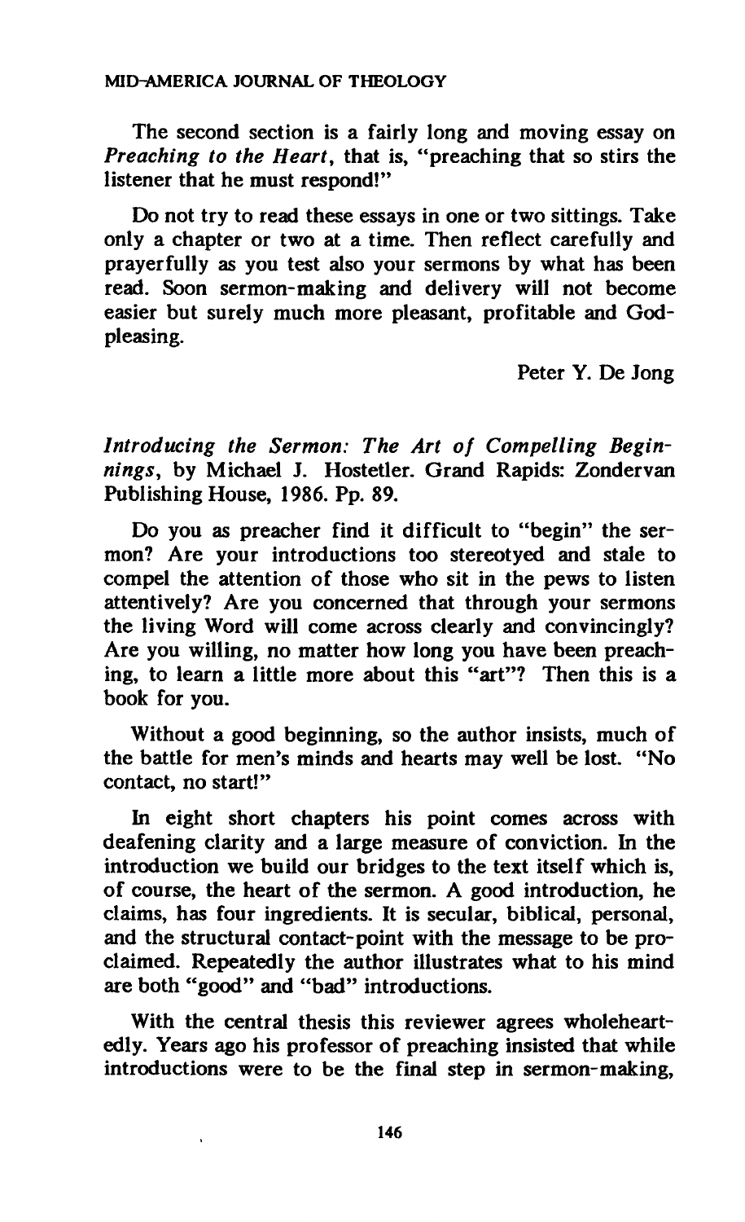The second section is a fairly long and moving essay on *Preaching to the Heart*, that is, "preaching that so stirs the listener that he must respond!"

Do not try to read these essays in one or two sittings. Take only a chapter or two at a time. Then reflect carefully and prayerfully as you test also your sermons by what has been read. Soon sermon-making and delivery will not become easier but surely much more pleasant, profitable and God-pleasing.

Peter Y. De Jong

*Introducing the Sermon: The Art of Compelling Beginnings*, by Michael J. Hostetler. Grand Rapids: Zondervan Publishing House, 1986. Pp. 89.

Do you as preacher find it difficult to "begin" the sermon? Are your introductions too stereotyed and stale to compel the attention of those who sit in the pews to listen attentively? Are you concerned that through your sermons the living Word will come across clearly and convincingly? Are you willing, no matter how long you have been preaching, to learn a little more about this "art"? Then this is a book for you.

Without a good beginning, so the author insists, much of the battle for men's minds and hearts may well be lost. "No contact, no start!"

In eight short chapters his point comes across with deafening clarity and a large measure of conviction. In the introduction we build our bridges to the text itself which is, of course, the heart of the sermon. A good introduction, he claims, has four ingredients. It is secular, biblical, personal, and the structural contact-point with the message to be proclaimed. Repeatedly the author illustrates what to his mind are both "good" and "bad" introductions.

With the central thesis this reviewer agrees wholeheartedly. Years ago his professor of preaching insisted that while introductions were to be the final step in sermon-making,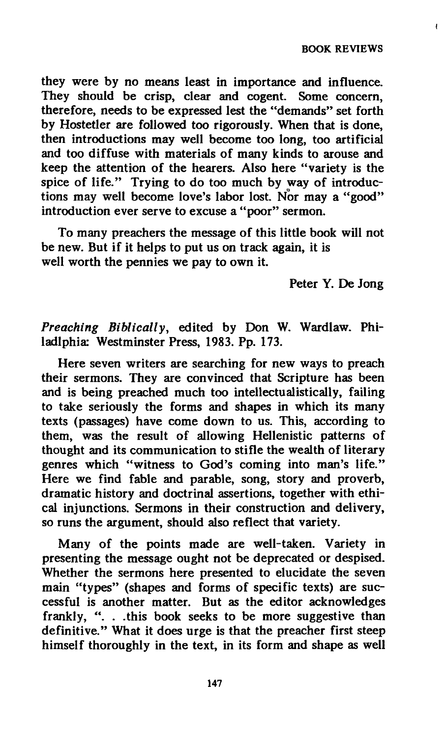they were by no means least in importance and influence. They should be crisp, clear and cogent. Some concern, therefore, needs to be expressed lest the "demands" set forth by Hostetler are followed too rigorously. When that is done, then introductions may well become too long, too artificial and too diffuse with materials of many kinds to arouse and keep the attention of the hearers. Also here "variety is the spice of life." Trying to do too much by way of introductions may well become love's labor lost. Nor may a "good" introduction ever serve to excuse a "poor" sermon.

To many preachers the message of this little book will not be new. But if it helps to put us on track again, it is well worth the pennies we pay to own it.

Peter Y. De Jong

*Preaching Biblically*, edited by Don W. Wardlaw. Philadlphia: Westminster Press, 1983. Pp. 173.

Here seven writers are searching for new ways to preach their sermons. They are convinced that Scripture has been and is being preached much too intellectualistically, failing to take seriously the forms and shapes in which its many texts (passages) have come down to us. This, according to them, was the result of allowing Hellenistic patterns of thought and its communication to stifle the wealth of literary genres which "witness to God's coming into man's life." Here we find fable and parable, song, story and proverb, dramatic history and doctrinal assertions, together with ethical injunctions. Sermons in their construction and delivery, so runs the argument, should also reflect that variety.

Many of the points made are well-taken. Variety in presenting the message ought not be deprecated or despised. Whether the sermons here presented to elucidate the seven main "types" (shapes and forms of specific texts) are successful is another matter. But as the editor acknowledges frankly, ". . .this book seeks to be more suggestive than definitive." What it does urge is that the preacher first steep himself thoroughly in the text, in its form and shape as well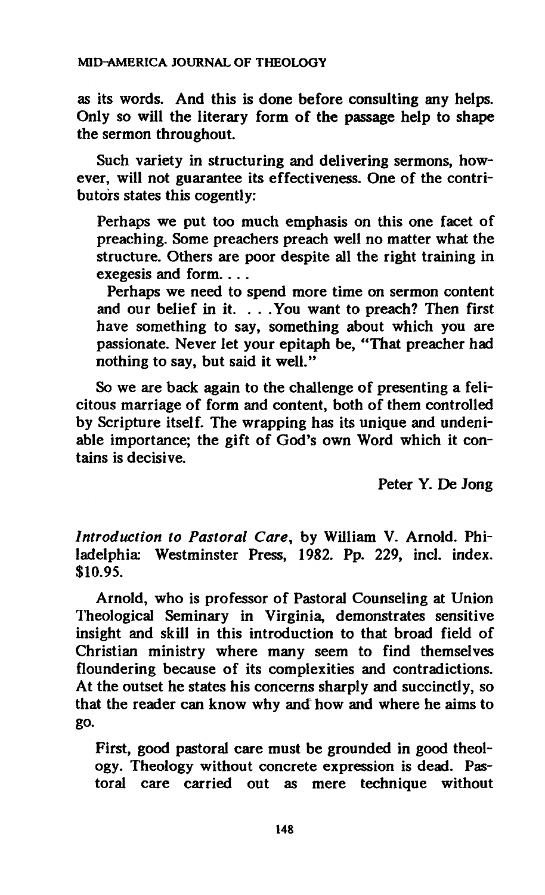as its words. And this is done before consulting any helps. Only so will the literary form of the passage help to shape the sermon throughout.

Such variety in structuring and delivering sermons, however, will not guarantee its effectiveness. One of the contributors states this cogently:

> Perhaps we put too much emphasis on this one facet of preaching. Some preachers preach well no matter what the structure. Others are poor despite all the right training in exegesis and form. . . .
>
> Perhaps we need to spend more time on sermon content and our belief in it. . . . You want to preach? Then first have something to say, something about which you are passionate. Never let your epitaph be, "That preacher had nothing to say, but said it well."

So we are back again to the challenge of presenting a felicitous marriage of form and content, both of them controlled by Scripture itself. The wrapping has its unique and undeniable importance; the gift of God's own Word which it contains is decisive.

Peter Y. De Jong

*Introduction to Pastoral Care*, by William V. Arnold. Philadelphia: Westminster Press, 1982. Pp. 229, incl. index. $10.95.

Arnold, who is professor of Pastoral Counseling at Union Theological Seminary in Virginia, demonstrates sensitive insight and skill in this introduction to that broad field of Christian ministry where many seem to find themselves floundering because of its complexities and contradictions. At the outset he states his concerns sharply and succinctly, so that the reader can know why and how and where he aims to go.

> First, good pastoral care must be grounded in good theology. Theology without concrete expression is dead. Pastoral care carried out as mere technique without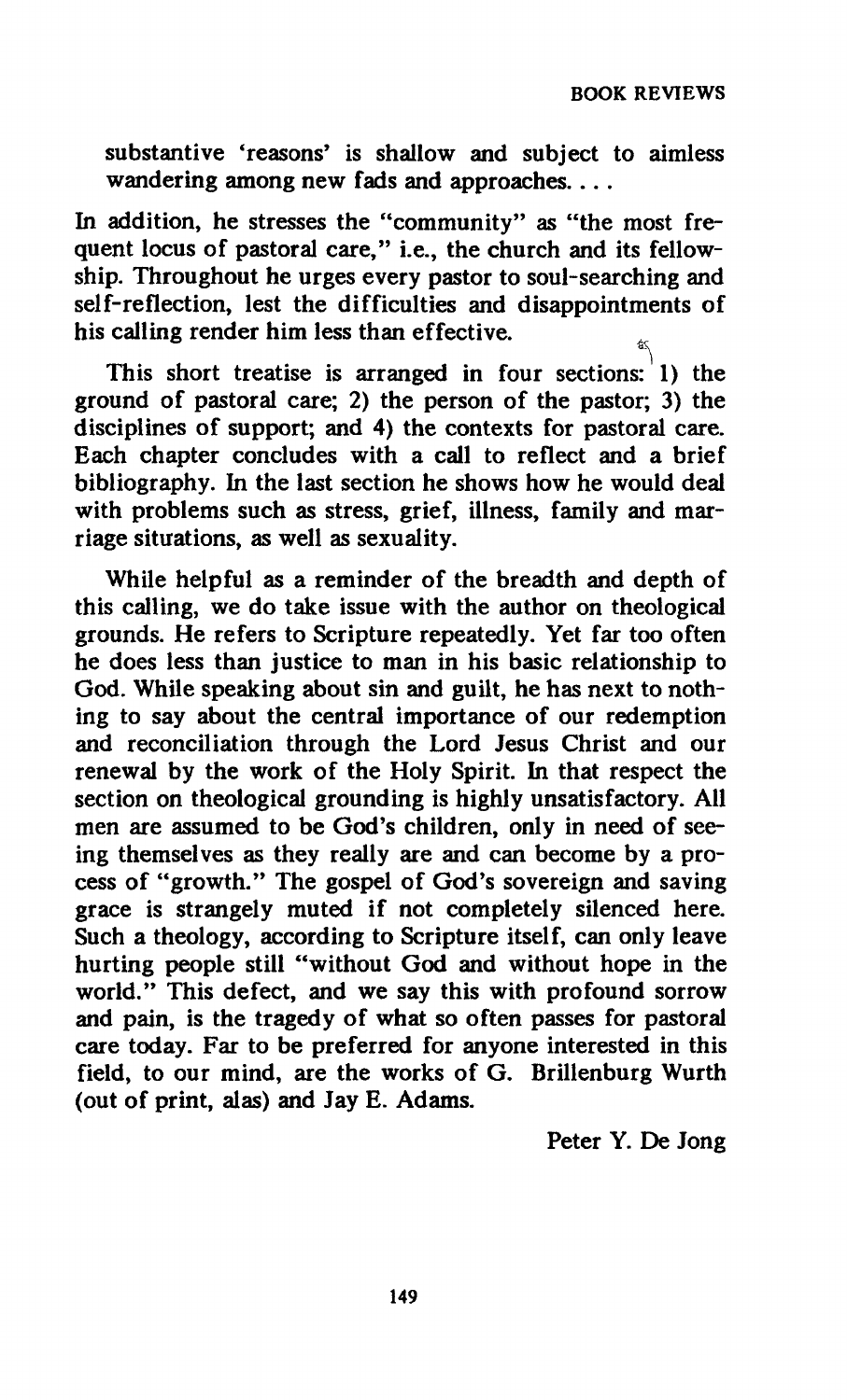substantive 'reasons' is shallow and subject to aimless wandering among new fads and approaches. . . .

In addition, he stresses the "community" as "the most frequent locus of pastoral care," i.e., the church and its fellowship. Throughout he urges every pastor to soul-searching and self-reflection, lest the difficulties and disappointments of his calling render him less than effective.

This short treatise is arranged in four sections: 1) the ground of pastoral care; 2) the person of the pastor; 3) the disciplines of support; and 4) the contexts for pastoral care. Each chapter concludes with a call to reflect and a brief bibliography. In the last section he shows how he would deal with problems such as stress, grief, illness, family and marriage situations, as well as sexuality.

While helpful as a reminder of the breadth and depth of this calling, we do take issue with the author on theological grounds. He refers to Scripture repeatedly. Yet far too often he does less than justice to man in his basic relationship to God. While speaking about sin and guilt, he has next to nothing to say about the central importance of our redemption and reconciliation through the Lord Jesus Christ and our renewal by the work of the Holy Spirit. In that respect the section on theological grounding is highly unsatisfactory. All men are assumed to be God's children, only in need of seeing themselves as they really are and can become by a process of "growth." The gospel of God's sovereign and saving grace is strangely muted if not completely silenced here. Such a theology, according to Scripture itself, can only leave hurting people still "without God and without hope in the world." This defect, and we say this with profound sorrow and pain, is the tragedy of what so often passes for pastoral care today. Far to be preferred for anyone interested in this field, to our mind, are the works of G. Brillenburg Wurth (out of print, alas) and Jay E. Adams.

Peter Y. De Jong